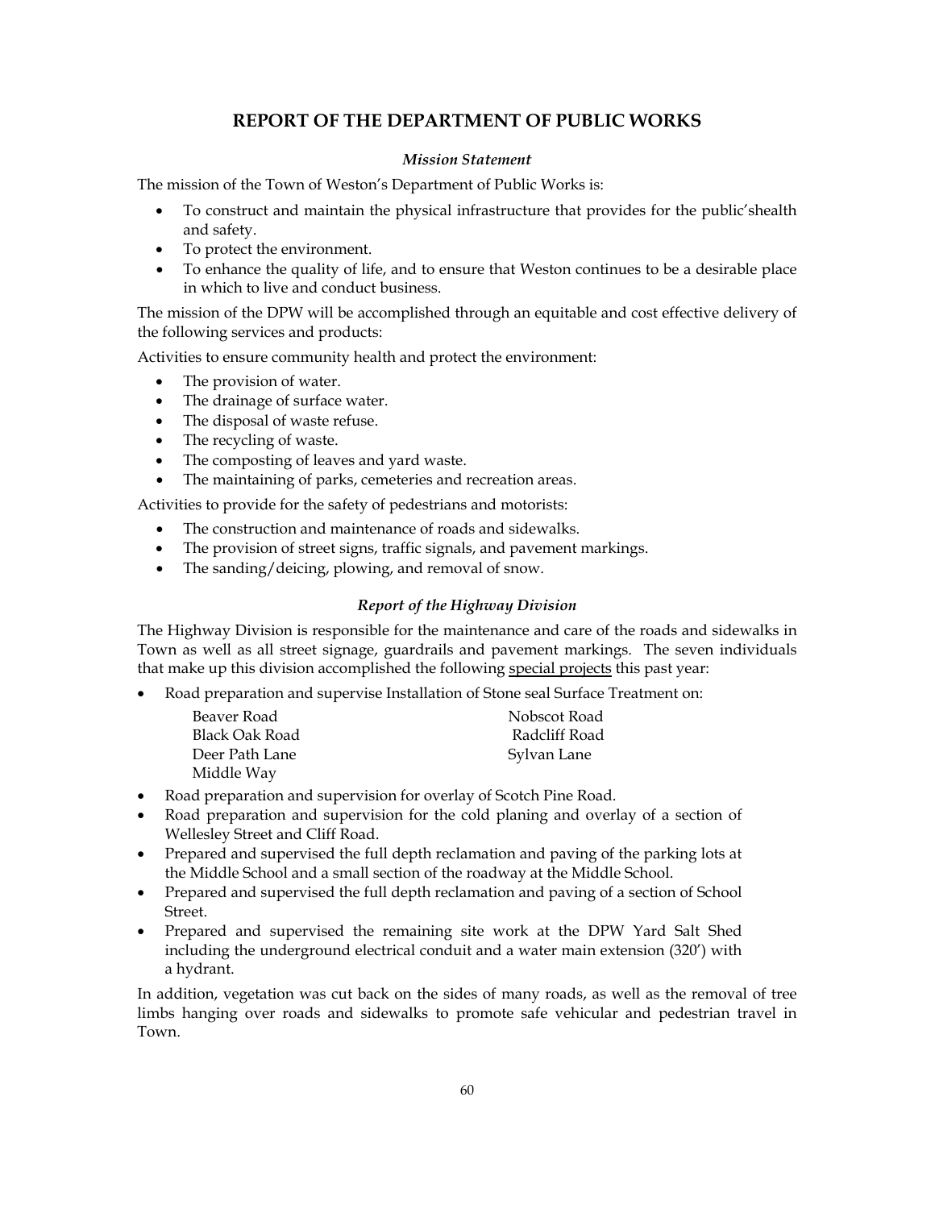# REPORT OF THE DEPARTMENT OF PUBLIC WORKS

### *Mission Statement*

The mission of the Town of Weston's Department of Public Works is:

- To construct and maintain the physical infrastructure that provides for the public'shealth and safety.
- To protect the environment.
- To enhance the quality of life, and to ensure that Weston continues to be a desirable place in which to live and conduct business.

The mission of the DPW will be accomplished through an equitable and cost effective delivery of the following services and products:

Activities to ensure community health and protect the environment:

- The provision of water.
- The drainage of surface water.
- The disposal of waste refuse.
- The recycling of waste.
- The composting of leaves and yard waste.
- The maintaining of parks, cemeteries and recreation areas.

Activities to provide for the safety of pedestrians and motorists:

- The construction and maintenance of roads and sidewalks.
- The provision of street signs, traffic signals, and pavement markings.
- The sanding/deicing, plowing, and removal of snow.

### *Report of the Highway Division*

The Highway Division is responsible for the maintenance and care of the roads and sidewalks in Town as well as all street signage, guardrails and pavement markings. The seven individuals that make up this division accomplished the following special projects this past year:

- Road preparation and supervise Installation of Stone seal Surface Treatment on:

  Beaver Road
  Black Oak Road
  Deer Path Lane
  Middle Way
  Nobscot Road
  Radcliff Road
  Sylvan Lane

- Road preparation and supervision for overlay of Scotch Pine Road.
- Road preparation and supervision for the cold planing and overlay of a section of Wellesley Street and Cliff Road.
- Prepared and supervised the full depth reclamation and paving of the parking lots at the Middle School and a small section of the roadway at the Middle School.
- Prepared and supervised the full depth reclamation and paving of a section of School Street.
- Prepared and supervised the remaining site work at the DPW Yard Salt Shed including the underground electrical conduit and a water main extension (320') with a hydrant.

In addition, vegetation was cut back on the sides of many roads, as well as the removal of tree limbs hanging over roads and sidewalks to promote safe vehicular and pedestrian travel in Town.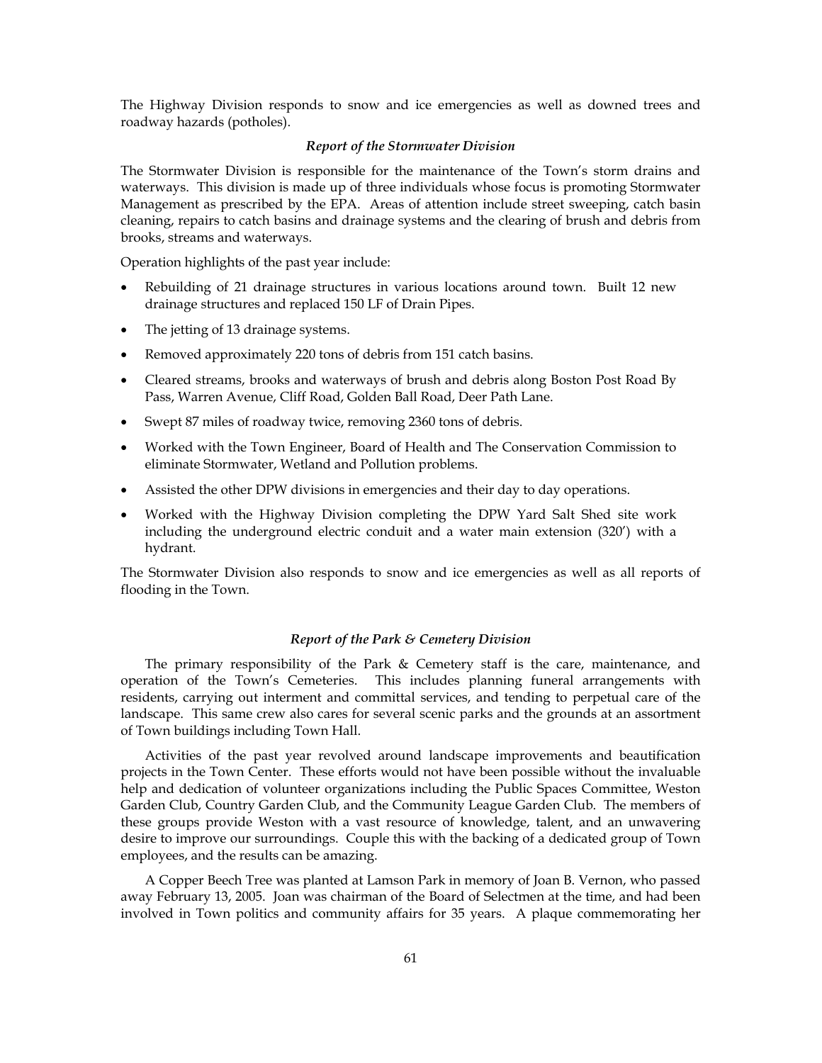The Highway Division responds to snow and ice emergencies as well as downed trees and roadway hazards (potholes).

### *Report of the Stormwater Division*

The Stormwater Division is responsible for the maintenance of the Town's storm drains and waterways. This division is made up of three individuals whose focus is promoting Stormwater Management as prescribed by the EPA. Areas of attention include street sweeping, catch basin cleaning, repairs to catch basins and drainage systems and the clearing of brush and debris from brooks, streams and waterways.

Operation highlights of the past year include:

- Rebuilding of 21 drainage structures in various locations around town. Built 12 new drainage structures and replaced 150 LF of Drain Pipes.
- The jetting of 13 drainage systems.
- Removed approximately 220 tons of debris from 151 catch basins.
- Cleared streams, brooks and waterways of brush and debris along Boston Post Road By Pass, Warren Avenue, Cliff Road, Golden Ball Road, Deer Path Lane.
- Swept 87 miles of roadway twice, removing 2360 tons of debris.
- Worked with the Town Engineer, Board of Health and The Conservation Commission to eliminate Stormwater, Wetland and Pollution problems.
- Assisted the other DPW divisions in emergencies and their day to day operations.
- Worked with the Highway Division completing the DPW Yard Salt Shed site work including the underground electric conduit and a water main extension (320') with a hydrant.

The Stormwater Division also responds to snow and ice emergencies as well as all reports of flooding in the Town.

### *Report of the Park & Cemetery Division*

The primary responsibility of the Park & Cemetery staff is the care, maintenance, and operation of the Town's Cemeteries. This includes planning funeral arrangements with residents, carrying out interment and committal services, and tending to perpetual care of the landscape. This same crew also cares for several scenic parks and the grounds at an assortment of Town buildings including Town Hall.

Activities of the past year revolved around landscape improvements and beautification projects in the Town Center. These efforts would not have been possible without the invaluable help and dedication of volunteer organizations including the Public Spaces Committee, Weston Garden Club, Country Garden Club, and the Community League Garden Club. The members of these groups provide Weston with a vast resource of knowledge, talent, and an unwavering desire to improve our surroundings. Couple this with the backing of a dedicated group of Town employees, and the results can be amazing.

A Copper Beech Tree was planted at Lamson Park in memory of Joan B. Vernon, who passed away February 13, 2005. Joan was chairman of the Board of Selectmen at the time, and had been involved in Town politics and community affairs for 35 years. A plaque commemorating her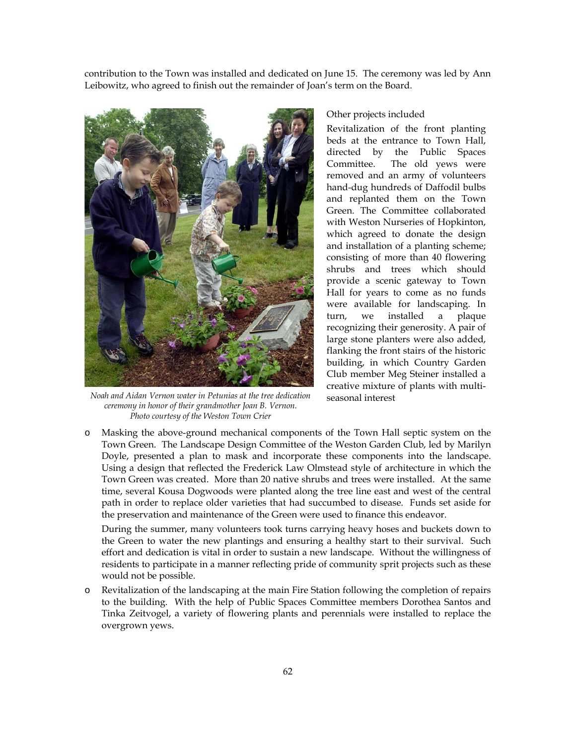contribution to the Town was installed and dedicated on June 15. The ceremony was led by Ann Leibowitz, who agreed to finish out the remainder of Joan's term on the Board.

*Noah and Aidan Vernon water in Petunias at the tree dedication ceremony in honor of their grandmother Joan B. Vernon. Photo courtesy of the Weston Town Crier*

Other projects included

Revitalization of the front planting beds at the entrance to Town Hall, directed by the Public Spaces Committee. The old yews were removed and an army of volunteers hand-dug hundreds of Daffodil bulbs and replanted them on the Town Green. The Committee collaborated with Weston Nurseries of Hopkinton, which agreed to donate the design and installation of a planting scheme; consisting of more than 40 flowering shrubs and trees which should provide a scenic gateway to Town Hall for years to come as no funds were available for landscaping. In turn, we installed a plaque recognizing their generosity. A pair of large stone planters were also added, flanking the front stairs of the historic building, in which Country Garden Club member Meg Steiner installed a creative mixture of plants with multi-seasonal interest

- Masking the above-ground mechanical components of the Town Hall septic system on the Town Green. The Landscape Design Committee of the Weston Garden Club, led by Marilyn Doyle, presented a plan to mask and incorporate these components into the landscape. Using a design that reflected the Frederick Law Olmstead style of architecture in which the Town Green was created. More than 20 native shrubs and trees were installed. At the same time, several Kousa Dogwoods were planted along the tree line east and west of the central path in order to replace older varieties that had succumbed to disease. Funds set aside for the preservation and maintenance of the Green were used to finance this endeavor.

  During the summer, many volunteers took turns carrying heavy hoses and buckets down to the Green to water the new plantings and ensuring a healthy start to their survival. Such effort and dedication is vital in order to sustain a new landscape. Without the willingness of residents to participate in a manner reflecting pride of community sprit projects such as these would not be possible.

- Revitalization of the landscaping at the main Fire Station following the completion of repairs to the building. With the help of Public Spaces Committee members Dorothea Santos and Tinka Zeitvogel, a variety of flowering plants and perennials were installed to replace the overgrown yews.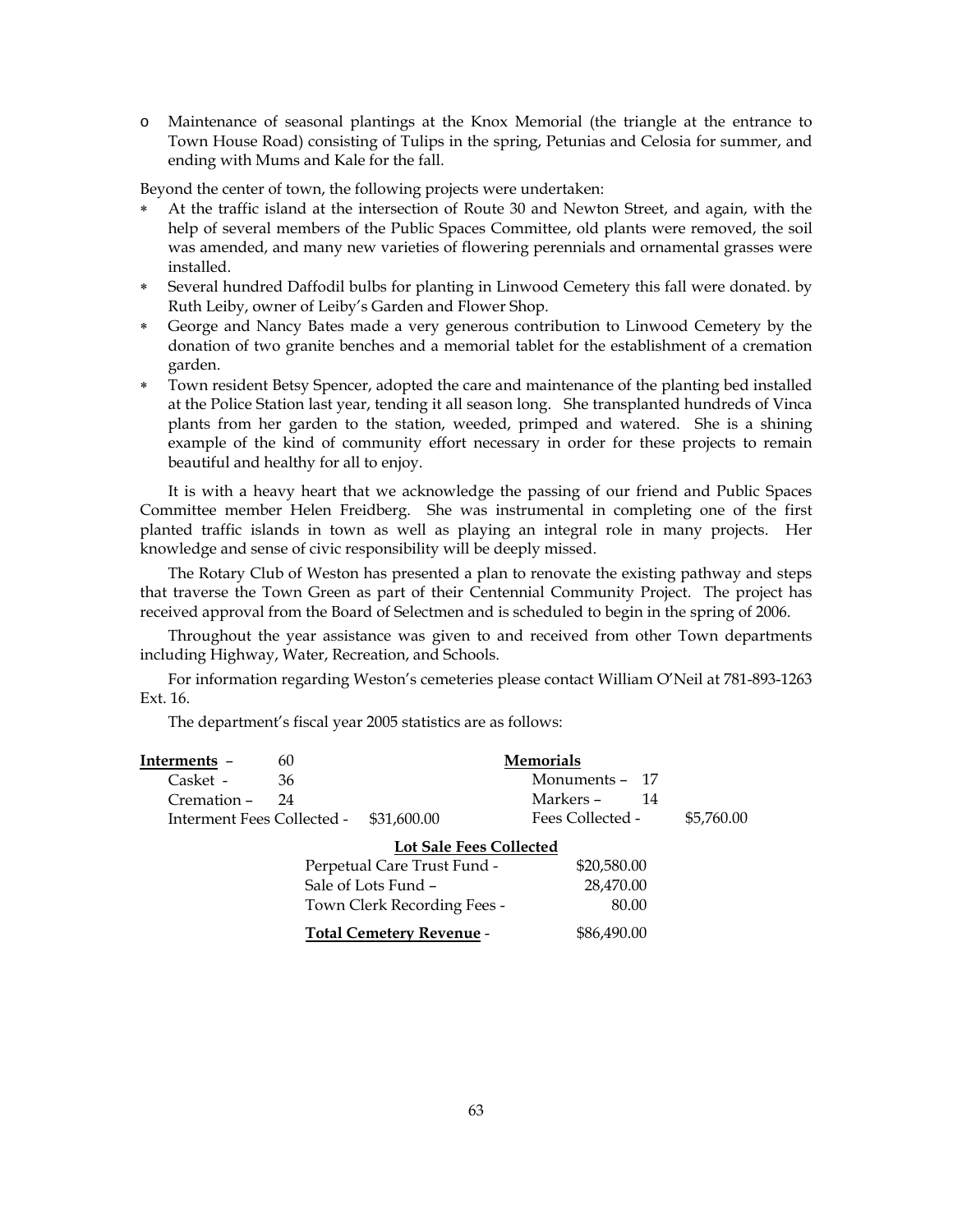- Maintenance of seasonal plantings at the Knox Memorial (the triangle at the entrance to Town House Road) consisting of Tulips in the spring, Petunias and Celosia for summer, and ending with Mums and Kale for the fall.

Beyond the center of town, the following projects were undertaken:

- At the traffic island at the intersection of Route 30 and Newton Street, and again, with the help of several members of the Public Spaces Committee, old plants were removed, the soil was amended, and many new varieties of flowering perennials and ornamental grasses were installed.
- Several hundred Daffodil bulbs for planting in Linwood Cemetery this fall were donated. by Ruth Leiby, owner of Leiby's Garden and Flower Shop.
- George and Nancy Bates made a very generous contribution to Linwood Cemetery by the donation of two granite benches and a memorial tablet for the establishment of a cremation garden.
- Town resident Betsy Spencer, adopted the care and maintenance of the planting bed installed at the Police Station last year, tending it all season long. She transplanted hundreds of Vinca plants from her garden to the station, weeded, primped and watered. She is a shining example of the kind of community effort necessary in order for these projects to remain beautiful and healthy for all to enjoy.

It is with a heavy heart that we acknowledge the passing of our friend and Public Spaces Committee member Helen Freidberg. She was instrumental in completing one of the first planted traffic islands in town as well as playing an integral role in many projects. Her knowledge and sense of civic responsibility will be deeply missed.

The Rotary Club of Weston has presented a plan to renovate the existing pathway and steps that traverse the Town Green as part of their Centennial Community Project. The project has received approval from the Board of Selectmen and is scheduled to begin in the spring of 2006.

Throughout the year assistance was given to and received from other Town departments including Highway, Water, Recreation, and Schools.

For information regarding Weston's cemeteries please contact William O'Neil at 781-893-1263 Ext. 16.

The department's fiscal year 2005 statistics are as follows:

**Interments** – 60
- Casket - 36
- Cremation – 24
- Interment Fees Collected - $31,600.00

**Memorials**
- Monuments – 17
- Markers – 14
- Fees Collected - $5,760.00

**Lot Sale Fees Collected**

| | |
|---|---|
| Perpetual Care Trust Fund - | $20,580.00 |
| Sale of Lots Fund – | 28,470.00 |
| Town Clerk Recording Fees - | 80.00 |
| **Total Cemetery Revenue** - | $86,490.00 |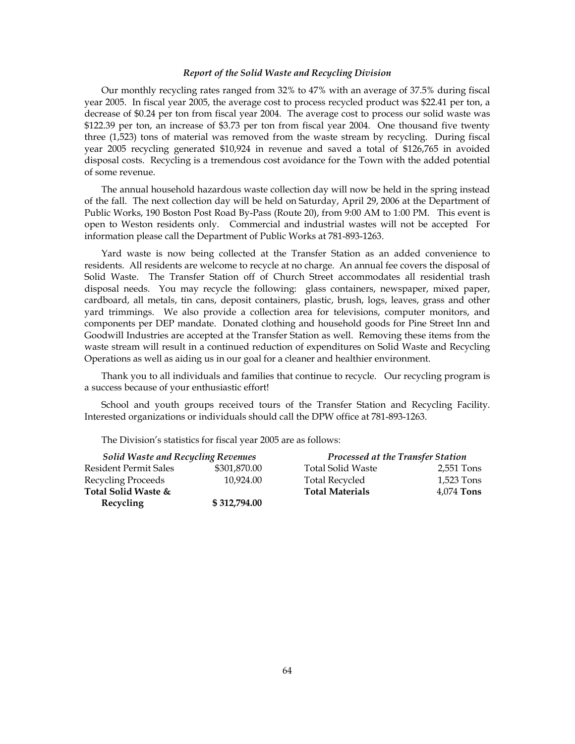### *Report of the Solid Waste and Recycling Division*

Our monthly recycling rates ranged from 32% to 47% with an average of 37.5% during fiscal year 2005. In fiscal year 2005, the average cost to process recycled product was $22.41 per ton, a decrease of $0.24 per ton from fiscal year 2004. The average cost to process our solid waste was $122.39 per ton, an increase of $3.73 per ton from fiscal year 2004. One thousand five twenty three (1,523) tons of material was removed from the waste stream by recycling. During fiscal year 2005 recycling generated $10,924 in revenue and saved a total of $126,765 in avoided disposal costs. Recycling is a tremendous cost avoidance for the Town with the added potential of some revenue.

The annual household hazardous waste collection day will now be held in the spring instead of the fall. The next collection day will be held on Saturday, April 29, 2006 at the Department of Public Works, 190 Boston Post Road By-Pass (Route 20), from 9:00 AM to 1:00 PM. This event is open to Weston residents only. Commercial and industrial wastes will not be accepted For information please call the Department of Public Works at 781-893-1263.

Yard waste is now being collected at the Transfer Station as an added convenience to residents. All residents are welcome to recycle at no charge. An annual fee covers the disposal of Solid Waste. The Transfer Station off of Church Street accommodates all residential trash disposal needs. You may recycle the following: glass containers, newspaper, mixed paper, cardboard, all metals, tin cans, deposit containers, plastic, brush, logs, leaves, grass and other yard trimmings. We also provide a collection area for televisions, computer monitors, and components per DEP mandate. Donated clothing and household goods for Pine Street Inn and Goodwill Industries are accepted at the Transfer Station as well. Removing these items from the waste stream will result in a continued reduction of expenditures on Solid Waste and Recycling Operations as well as aiding us in our goal for a cleaner and healthier environment.

Thank you to all individuals and families that continue to recycle. Our recycling program is a success because of your enthusiastic effort!

School and youth groups received tours of the Transfer Station and Recycling Facility. Interested organizations or individuals should call the DPW office at 781-893-1263.

The Division's statistics for fiscal year 2005 are as follows:

| *Solid Waste and Recycling Revenues* | |
|---|---|
| Resident Permit Sales | $301,870.00 |
| Recycling Proceeds | 10,924.00 |
| **Total Solid Waste & Recycling** | **$ 312,794.00** |

| *Processed at the Transfer Station* | |
|---|---|
| Total Solid Waste | 2,551 Tons |
| Total Recycled | 1,523 Tons |
| **Total Materials** | 4,074 **Tons** |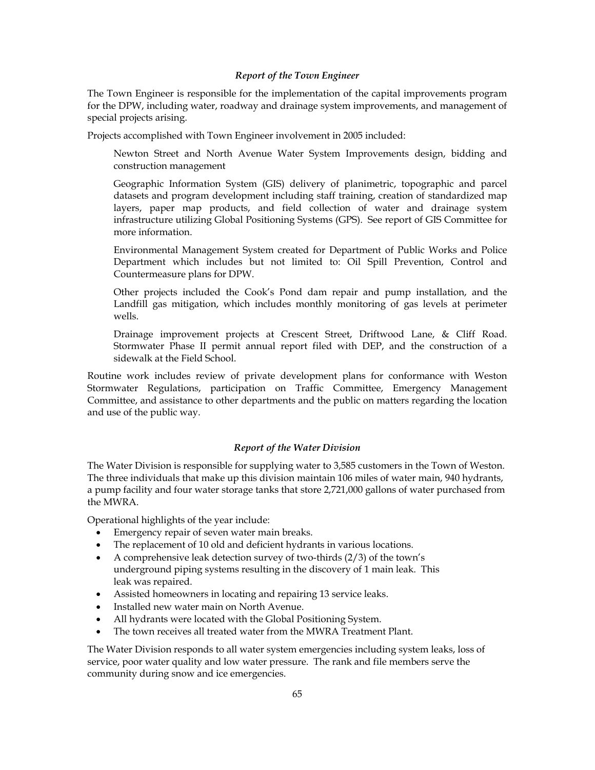### *Report of the Town Engineer*

The Town Engineer is responsible for the implementation of the capital improvements program for the DPW, including water, roadway and drainage system improvements, and management of special projects arising.

Projects accomplished with Town Engineer involvement in 2005 included:

Newton Street and North Avenue Water System Improvements design, bidding and construction management

Geographic Information System (GIS) delivery of planimetric, topographic and parcel datasets and program development including staff training, creation of standardized map layers, paper map products, and field collection of water and drainage system infrastructure utilizing Global Positioning Systems (GPS). See report of GIS Committee for more information.

Environmental Management System created for Department of Public Works and Police Department which includes but not limited to: Oil Spill Prevention, Control and Countermeasure plans for DPW.

Other projects included the Cook's Pond dam repair and pump installation, and the Landfill gas mitigation, which includes monthly monitoring of gas levels at perimeter wells.

Drainage improvement projects at Crescent Street, Driftwood Lane, & Cliff Road. Stormwater Phase II permit annual report filed with DEP, and the construction of a sidewalk at the Field School.

Routine work includes review of private development plans for conformance with Weston Stormwater Regulations, participation on Traffic Committee, Emergency Management Committee, and assistance to other departments and the public on matters regarding the location and use of the public way.

### *Report of the Water Division*

The Water Division is responsible for supplying water to 3,585 customers in the Town of Weston. The three individuals that make up this division maintain 106 miles of water main, 940 hydrants, a pump facility and four water storage tanks that store 2,721,000 gallons of water purchased from the MWRA.

Operational highlights of the year include:

- Emergency repair of seven water main breaks.
- The replacement of 10 old and deficient hydrants in various locations.
- A comprehensive leak detection survey of two-thirds (2/3) of the town's underground piping systems resulting in the discovery of 1 main leak. This leak was repaired.
- Assisted homeowners in locating and repairing 13 service leaks.
- Installed new water main on North Avenue.
- All hydrants were located with the Global Positioning System.
- The town receives all treated water from the MWRA Treatment Plant.

The Water Division responds to all water system emergencies including system leaks, loss of service, poor water quality and low water pressure. The rank and file members serve the community during snow and ice emergencies.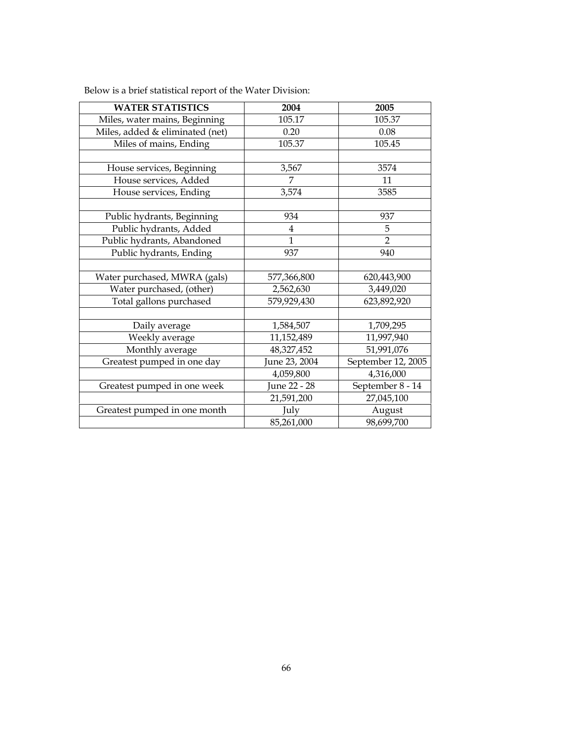Below is a brief statistical report of the Water Division:

| WATER STATISTICS | 2004 | 2005 |
| --- | --- | --- |
| Miles, water mains, Beginning | 105.17 | 105.37 |
| Miles, added & eliminated (net) | 0.20 | 0.08 |
| Miles of mains, Ending | 105.37 | 105.45 |
| | | |
| House services, Beginning | 3,567 | 3574 |
| House services, Added | 7 | 11 |
| House services, Ending | 3,574 | 3585 |
| | | |
| Public hydrants, Beginning | 934 | 937 |
| Public hydrants, Added | 4 | 5 |
| Public hydrants, Abandoned | 1 | 2 |
| Public hydrants, Ending | 937 | 940 |
| | | |
| Water purchased, MWRA (gals) | 577,366,800 | 620,443,900 |
| Water purchased, (other) | 2,562,630 | 3,449,020 |
| Total gallons purchased | 579,929,430 | 623,892,920 |
| | | |
| Daily average | 1,584,507 | 1,709,295 |
| Weekly average | 11,152,489 | 11,997,940 |
| Monthly average | 48,327,452 | 51,991,076 |
| Greatest pumped in one day | June 23, 2004 | September 12, 2005 |
| | 4,059,800 | 4,316,000 |
| Greatest pumped in one week | June 22 - 28 | September 8 - 14 |
| | 21,591,200 | 27,045,100 |
| Greatest pumped in one month | July | August |
| | 85,261,000 | 98,699,700 |